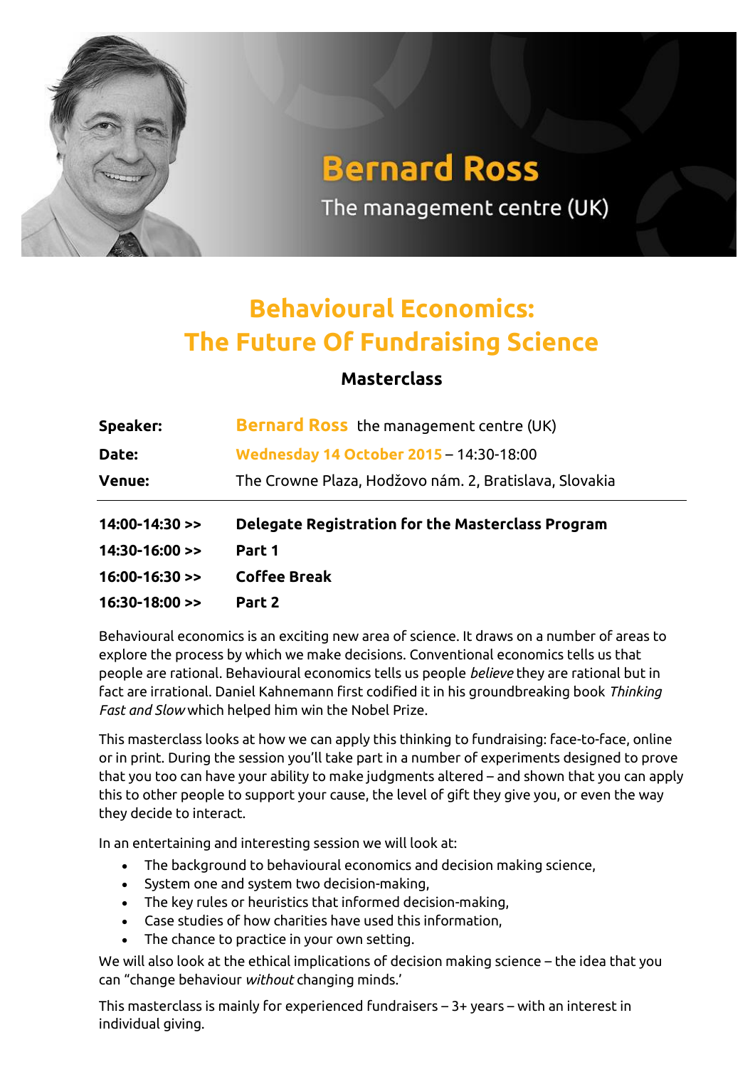**Bernard Ross**

The management centre (UK)

# Behavioural Economics: The Future Of Fundraising Science

## Masterclass

| | |
|---|---|
| **Speaker:** | **Bernard Ross** the management centre (UK) |
| **Date:** | **Wednesday 14 October 2015** – 14:30-18:00 |
| **Venue:** | The Crowne Plaza, Hodžovo nám. 2, Bratislava, Slovakia |

| | |
|---|---|
| **14:00-14:30 >>** | **Delegate Registration for the Masterclass Program** |
| **14:30-16:00 >>** | **Part 1** |
| **16:00-16:30 >>** | **Coffee Break** |
| **16:30-18:00 >>** | **Part 2** |

Behavioural economics is an exciting new area of science. It draws on a number of areas to explore the process by which we make decisions. Conventional economics tells us that people are rational. Behavioural economics tells us people *believe* they are rational but in fact are irrational. Daniel Kahnemann first codified it in his groundbreaking book *Thinking Fast and Slow* which helped him win the Nobel Prize.

This masterclass looks at how we can apply this thinking to fundraising: face-to-face, online or in print. During the session you'll take part in a number of experiments designed to prove that you too can have your ability to make judgments altered – and shown that you can apply this to other people to support your cause, the level of gift they give you, or even the way they decide to interact.

In an entertaining and interesting session we will look at:

- The background to behavioural economics and decision making science,
- System one and system two decision-making,
- The key rules or heuristics that informed decision-making,
- Case studies of how charities have used this information,
- The chance to practice in your own setting.

We will also look at the ethical implications of decision making science – the idea that you can "change behaviour *without* changing minds.'

This masterclass is mainly for experienced fundraisers – 3+ years – with an interest in individual giving.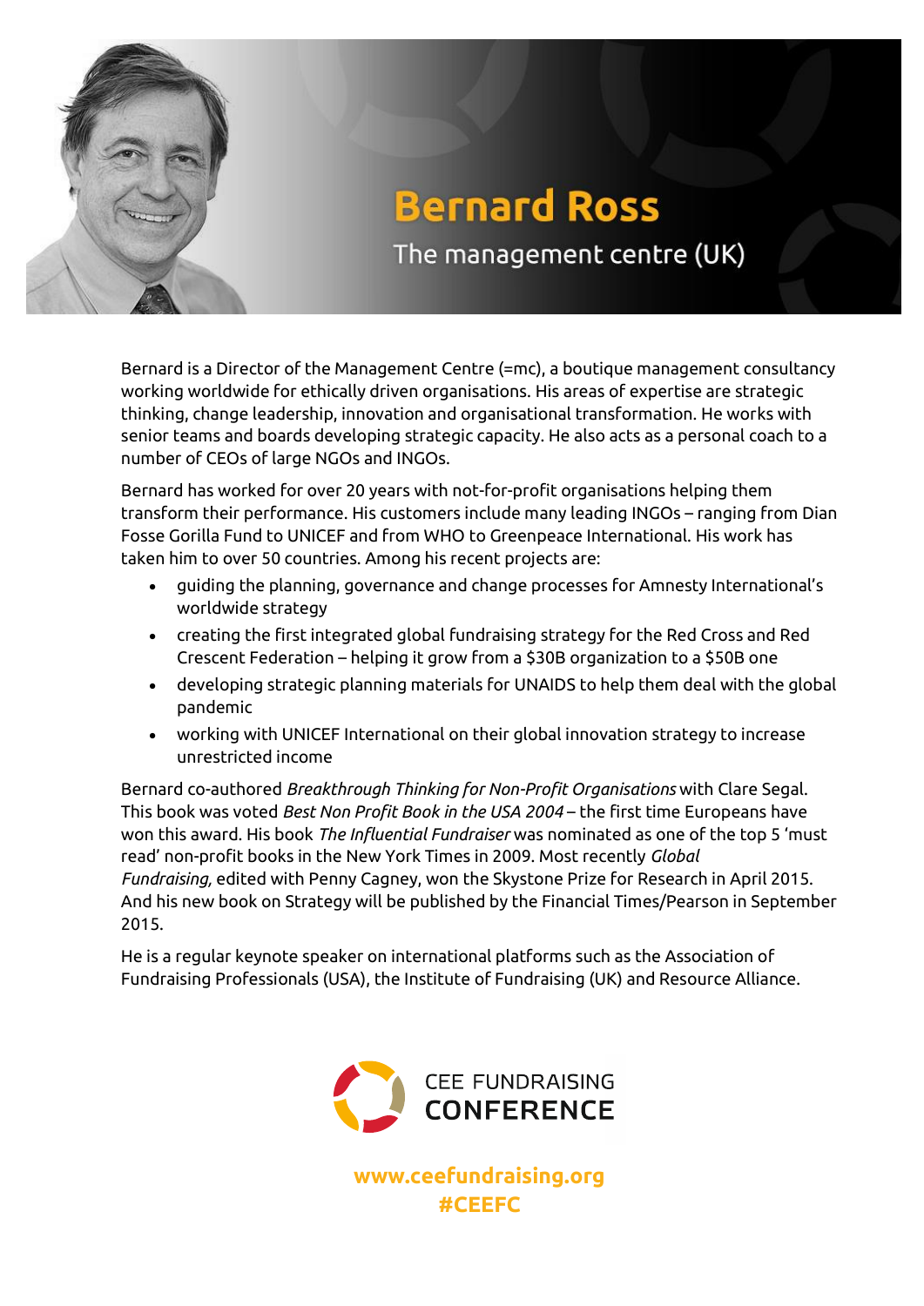# Bernard Ross

The management centre (UK)

Bernard is a Director of the Management Centre (=mc), a boutique management consultancy working worldwide for ethically driven organisations. His areas of expertise are strategic thinking, change leadership, innovation and organisational transformation. He works with senior teams and boards developing strategic capacity. He also acts as a personal coach to a number of CEOs of large NGOs and INGOs.

Bernard has worked for over 20 years with not-for-profit organisations helping them transform their performance. His customers include many leading INGOs – ranging from Dian Fosse Gorilla Fund to UNICEF and from WHO to Greenpeace International. His work has taken him to over 50 countries. Among his recent projects are:

- guiding the planning, governance and change processes for Amnesty International's worldwide strategy
- creating the first integrated global fundraising strategy for the Red Cross and Red Crescent Federation – helping it grow from a $30B organization to a $50B one
- developing strategic planning materials for UNAIDS to help them deal with the global pandemic
- working with UNICEF International on their global innovation strategy to increase unrestricted income

Bernard co-authored *Breakthrough Thinking for Non-Profit Organisations* with Clare Segal. This book was voted *Best Non Profit Book in the USA 2004* – the first time Europeans have won this award. His book *The Influential Fundraiser* was nominated as one of the top 5 'must read' non-profit books in the New York Times in 2009. Most recently *Global Fundraising,* edited with Penny Cagney, won the Skystone Prize for Research in April 2015. And his new book on Strategy will be published by the Financial Times/Pearson in September 2015.

He is a regular keynote speaker on international platforms such as the Association of Fundraising Professionals (USA), the Institute of Fundraising (UK) and Resource Alliance.

CEE FUNDRAISING CONFERENCE

**www.ceefundraising.org**
**#CEEFC**